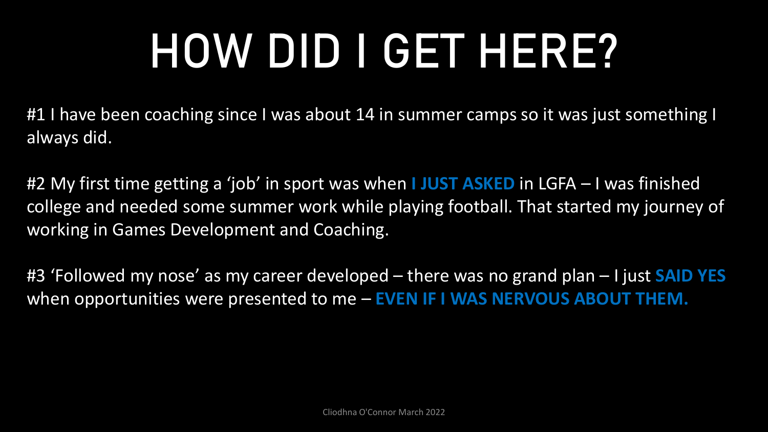# HOW DID I GET HERE?

#1 I have been coaching since I was about 14 in summer camps so it was just something I always did.

#2 My first time getting a 'job' in sport was when **I JUST ASKED** in LGFA – I was finished college and needed some summer work while playing football. That started my journey of working in Games Development and Coaching.

#3 'Followed my nose' as my career developed – there was no grand plan – I just **SAID YES** when opportunities were presented to me – **EVEN IF I WAS NERVOUS ABOUT THEM.**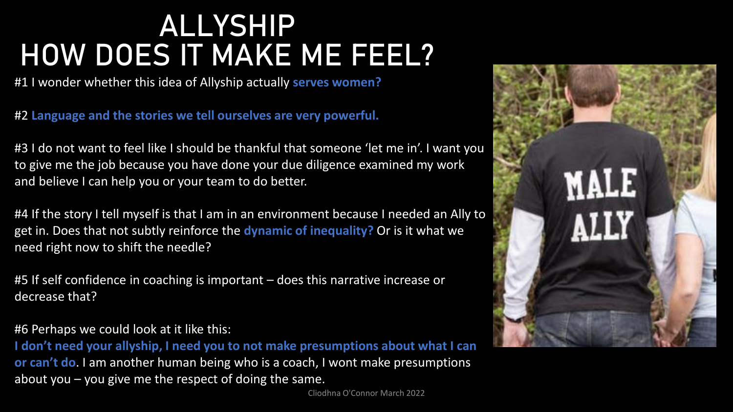# ALLYSHIP
# HOW DOES IT MAKE ME FEEL?

#1 I wonder whether this idea of Allyship actually **serves women?**

#2 **Language and the stories we tell ourselves are very powerful.**

#3 I do not want to feel like I should be thankful that someone 'let me in'. I want you to give me the job because you have done your due diligence examined my work and believe I can help you or your team to do better.

#4 If the story I tell myself is that I am in an environment because I needed an Ally to get in. Does that not subtly reinforce the **dynamic of inequality?** Or is it what we need right now to shift the needle?

#5 If self confidence in coaching is important – does this narrative increase or decrease that?

#6 Perhaps we could look at it like this:
**I don't need your allyship, I need you to not make presumptions about what I can or can't do**. I am another human being who is a coach, I wont make presumptions about you – you give me the respect of doing the same.

Cliodhna O'Connor March 2022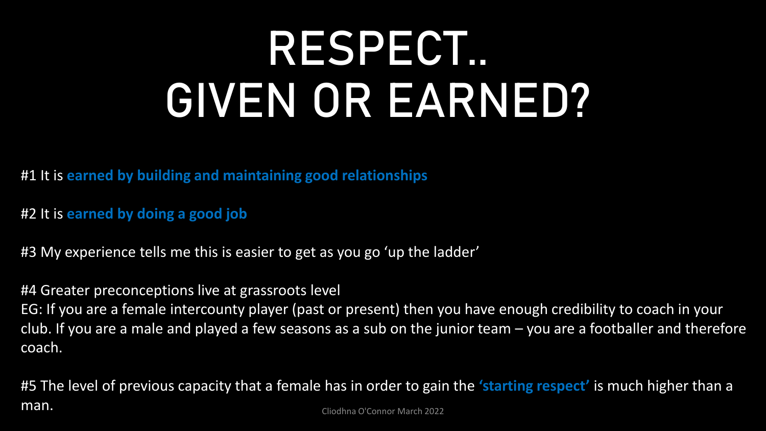# RESPECT.. GIVEN OR EARNED?

#1 It is **earned by building and maintaining good relationships**

#2 It is **earned by doing a good job**

#3 My experience tells me this is easier to get as you go 'up the ladder'

#4 Greater preconceptions live at grassroots level
EG: If you are a female intercounty player (past or present) then you have enough credibility to coach in your club. If you are a male and played a few seasons as a sub on the junior team – you are a footballer and therefore coach.

#5 The level of previous capacity that a female has in order to gain the **'starting respect'** is much higher than a man.

Cliodhna O'Connor March 2022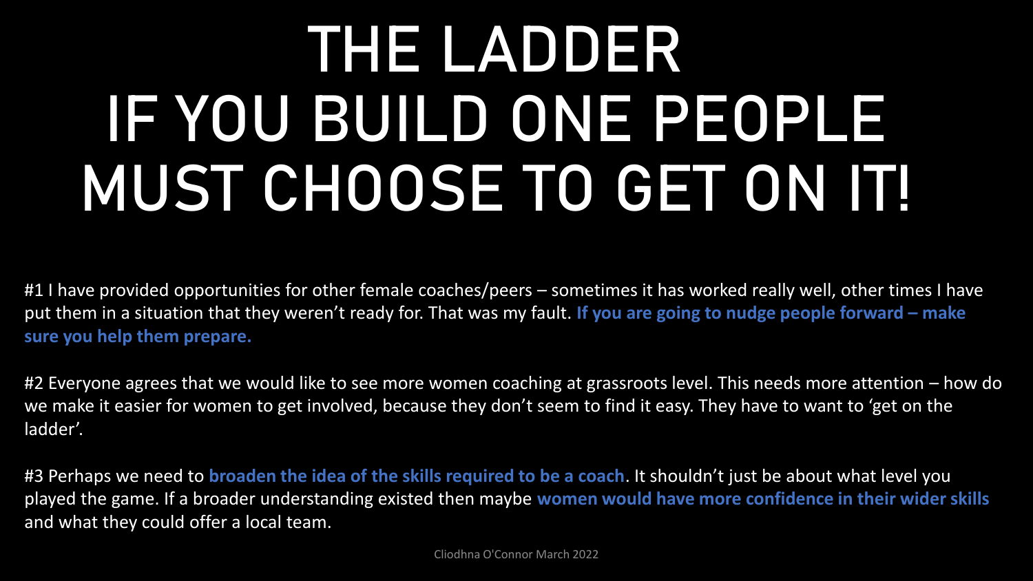# THE LADDER IF YOU BUILD ONE PEOPLE MUST CHOOSE TO GET ON IT!

#1 I have provided opportunities for other female coaches/peers – sometimes it has worked really well, other times I have put them in a situation that they weren't ready for. That was my fault. **If you are going to nudge people forward – make sure you help them prepare.**

#2 Everyone agrees that we would like to see more women coaching at grassroots level. This needs more attention – how do we make it easier for women to get involved, because they don't seem to find it easy. They have to want to 'get on the ladder'.

#3 Perhaps we need to **broaden the idea of the skills required to be a coach**. It shouldn't just be about what level you played the game. If a broader understanding existed then maybe **women would have more confidence in their wider skills** and what they could offer a local team.

Cliodhna O'Connor March 2022